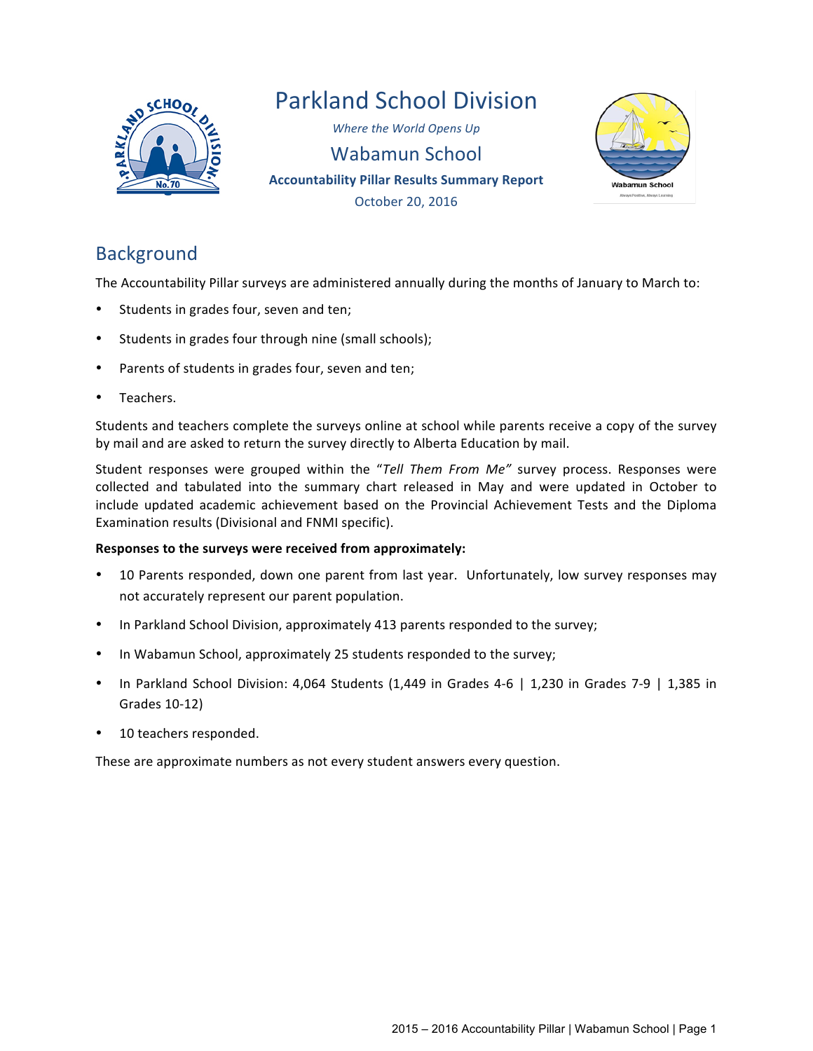# Parkland School Division

*Where the World Opens Up*

## Wabamun School

**Accountability Pillar Results Summary Report**

October 20, 2016

## Background

The Accountability Pillar surveys are administered annually during the months of January to March to:

- Students in grades four, seven and ten;
- Students in grades four through nine (small schools);
- Parents of students in grades four, seven and ten;
- Teachers.

Students and teachers complete the surveys online at school while parents receive a copy of the survey by mail and are asked to return the survey directly to Alberta Education by mail.

Student responses were grouped within the "*Tell Them From Me"* survey process. Responses were collected and tabulated into the summary chart released in May and were updated in October to include updated academic achievement based on the Provincial Achievement Tests and the Diploma Examination results (Divisional and FNMI specific).

**Responses to the surveys were received from approximately:**

- 10 Parents responded, down one parent from last year. Unfortunately, low survey responses may not accurately represent our parent population.
- In Parkland School Division, approximately 413 parents responded to the survey;
- In Wabamun School, approximately 25 students responded to the survey;
- In Parkland School Division: 4,064 Students (1,449 in Grades 4-6 | 1,230 in Grades 7-9 | 1,385 in Grades 10-12)
- 10 teachers responded.

These are approximate numbers as not every student answers every question.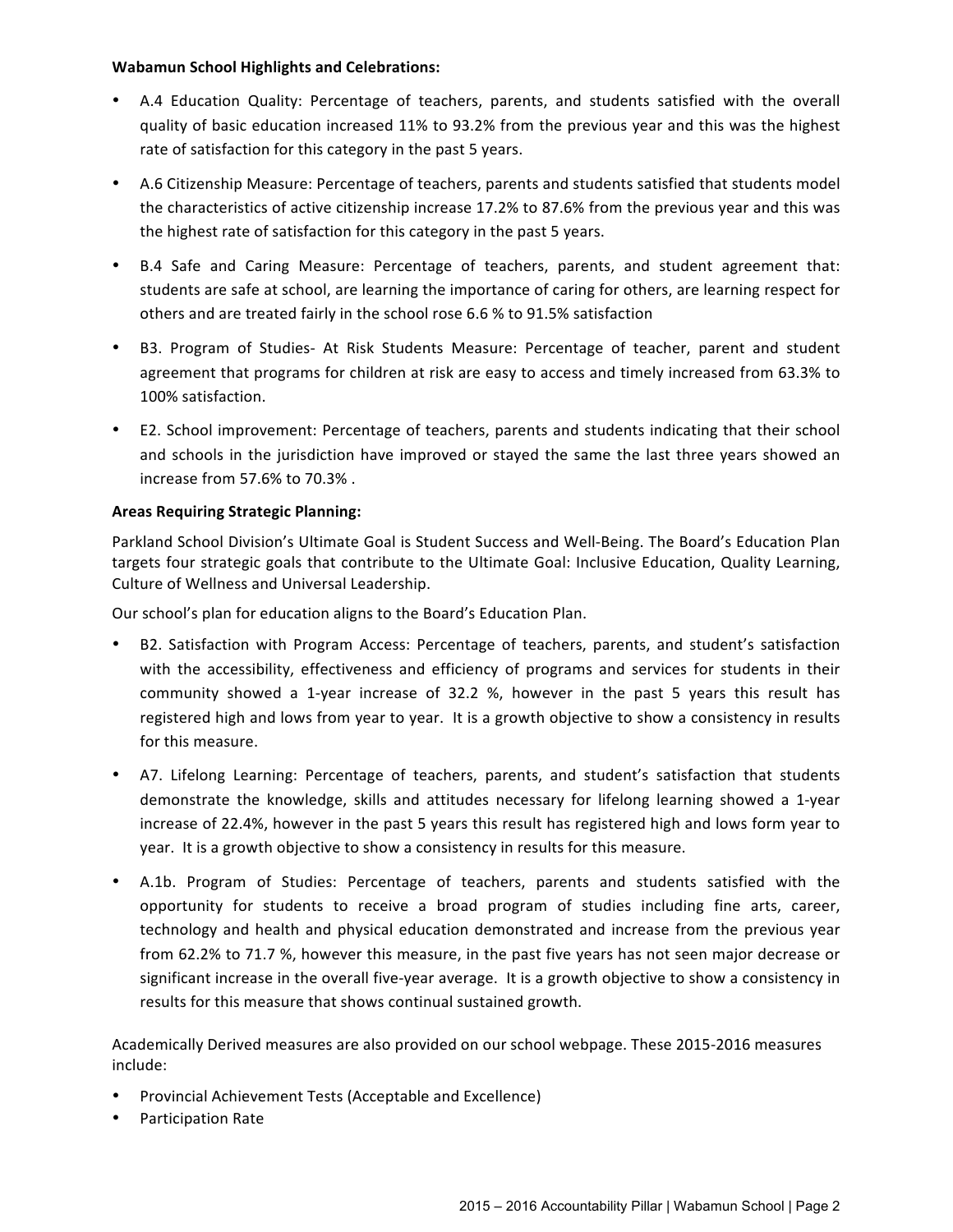**Wabamun School Highlights and Celebrations:**

- A.4 Education Quality: Percentage of teachers, parents, and students satisfied with the overall quality of basic education increased 11% to 93.2% from the previous year and this was the highest rate of satisfaction for this category in the past 5 years.
- A.6 Citizenship Measure: Percentage of teachers, parents and students satisfied that students model the characteristics of active citizenship increase 17.2% to 87.6% from the previous year and this was the highest rate of satisfaction for this category in the past 5 years.
- B.4 Safe and Caring Measure: Percentage of teachers, parents, and student agreement that: students are safe at school, are learning the importance of caring for others, are learning respect for others and are treated fairly in the school rose 6.6 % to 91.5% satisfaction
- B3. Program of Studies- At Risk Students Measure: Percentage of teacher, parent and student agreement that programs for children at risk are easy to access and timely increased from 63.3% to 100% satisfaction.
- E2. School improvement: Percentage of teachers, parents and students indicating that their school and schools in the jurisdiction have improved or stayed the same the last three years showed an increase from 57.6% to 70.3% .

**Areas Requiring Strategic Planning:**

Parkland School Division's Ultimate Goal is Student Success and Well-Being. The Board's Education Plan targets four strategic goals that contribute to the Ultimate Goal: Inclusive Education, Quality Learning, Culture of Wellness and Universal Leadership.

Our school's plan for education aligns to the Board's Education Plan.

- B2. Satisfaction with Program Access: Percentage of teachers, parents, and student's satisfaction with the accessibility, effectiveness and efficiency of programs and services for students in their community showed a 1-year increase of 32.2 %, however in the past 5 years this result has registered high and lows from year to year. It is a growth objective to show a consistency in results for this measure.
- A7. Lifelong Learning: Percentage of teachers, parents, and student's satisfaction that students demonstrate the knowledge, skills and attitudes necessary for lifelong learning showed a 1-year increase of 22.4%, however in the past 5 years this result has registered high and lows form year to year. It is a growth objective to show a consistency in results for this measure.
- A.1b. Program of Studies: Percentage of teachers, parents and students satisfied with the opportunity for students to receive a broad program of studies including fine arts, career, technology and health and physical education demonstrated and increase from the previous year from 62.2% to 71.7 %, however this measure, in the past five years has not seen major decrease or significant increase in the overall five-year average. It is a growth objective to show a consistency in results for this measure that shows continual sustained growth.

Academically Derived measures are also provided on our school webpage. These 2015-2016 measures include:

- Provincial Achievement Tests (Acceptable and Excellence)
- Participation Rate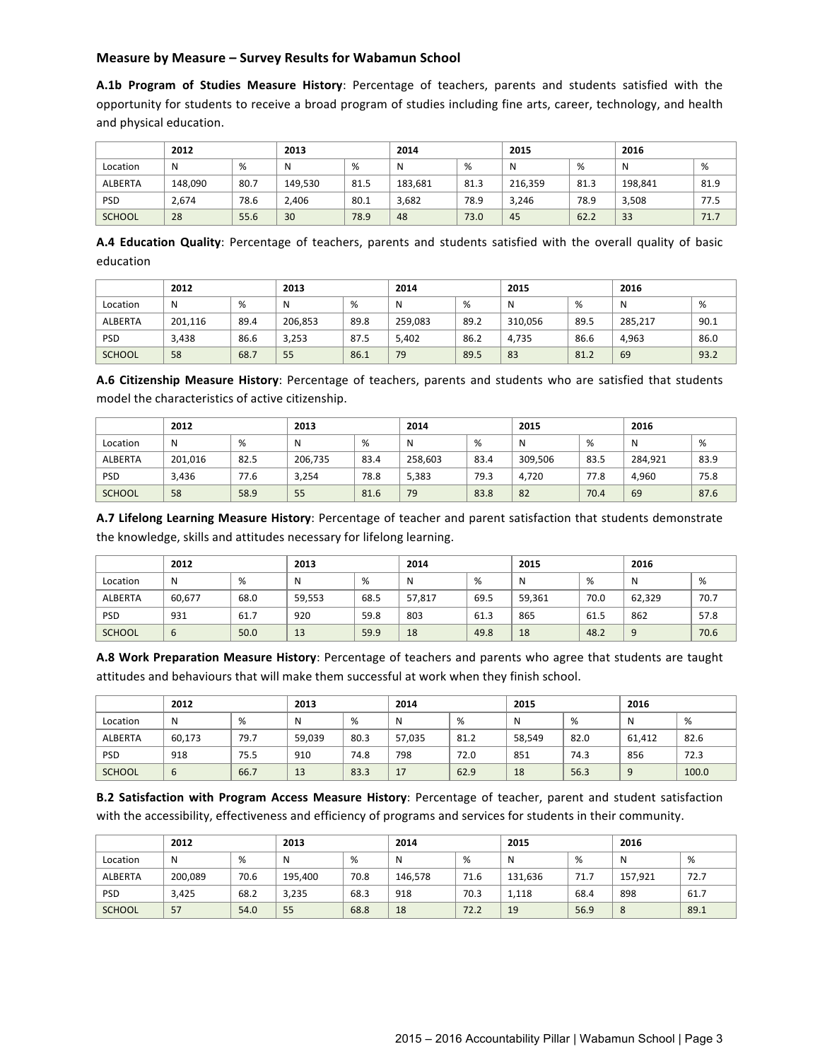### Measure by Measure – Survey Results for Wabamun School

**A.1b Program of Studies Measure History**: Percentage of teachers, parents and students satisfied with the opportunity for students to receive a broad program of studies including fine arts, career, technology, and health and physical education.

| | 2012 | | 2013 | | 2014 | | 2015 | | 2016 | |
|---|---|---|---|---|---|---|---|---|---|---|
| Location | N | % | N | % | N | % | N | % | N | % |
| ALBERTA | 148,090 | 80.7 | 149,530 | 81.5 | 183,681 | 81.3 | 216,359 | 81.3 | 198,841 | 81.9 |
| PSD | 2,674 | 78.6 | 2,406 | 80.1 | 3,682 | 78.9 | 3,246 | 78.9 | 3,508 | 77.5 |
| SCHOOL | 28 | 55.6 | 30 | 78.9 | 48 | 73.0 | 45 | 62.2 | 33 | 71.7 |

**A.4 Education Quality**: Percentage of teachers, parents and students satisfied with the overall quality of basic education

| | 2012 | | 2013 | | 2014 | | 2015 | | 2016 | |
|---|---|---|---|---|---|---|---|---|---|---|
| Location | N | % | N | % | N | % | N | % | N | % |
| ALBERTA | 201,116 | 89.4 | 206,853 | 89.8 | 259,083 | 89.2 | 310,056 | 89.5 | 285,217 | 90.1 |
| PSD | 3,438 | 86.6 | 3,253 | 87.5 | 5,402 | 86.2 | 4,735 | 86.6 | 4,963 | 86.0 |
| SCHOOL | 58 | 68.7 | 55 | 86.1 | 79 | 89.5 | 83 | 81.2 | 69 | 93.2 |

**A.6 Citizenship Measure History**: Percentage of teachers, parents and students who are satisfied that students model the characteristics of active citizenship.

| | 2012 | | 2013 | | 2014 | | 2015 | | 2016 | |
|---|---|---|---|---|---|---|---|---|---|---|
| Location | N | % | N | % | N | % | N | % | N | % |
| ALBERTA | 201,016 | 82.5 | 206,735 | 83.4 | 258,603 | 83.4 | 309,506 | 83.5 | 284,921 | 83.9 |
| PSD | 3,436 | 77.6 | 3,254 | 78.8 | 5,383 | 79.3 | 4,720 | 77.8 | 4,960 | 75.8 |
| SCHOOL | 58 | 58.9 | 55 | 81.6 | 79 | 83.8 | 82 | 70.4 | 69 | 87.6 |

**A.7 Lifelong Learning Measure History**: Percentage of teacher and parent satisfaction that students demonstrate the knowledge, skills and attitudes necessary for lifelong learning.

| | 2012 | | 2013 | | 2014 | | 2015 | | 2016 | |
|---|---|---|---|---|---|---|---|---|---|---|
| Location | N | % | N | % | N | % | N | % | N | % |
| ALBERTA | 60,677 | 68.0 | 59,553 | 68.5 | 57,817 | 69.5 | 59,361 | 70.0 | 62,329 | 70.7 |
| PSD | 931 | 61.7 | 920 | 59.8 | 803 | 61.3 | 865 | 61.5 | 862 | 57.8 |
| SCHOOL | 6 | 50.0 | 13 | 59.9 | 18 | 49.8 | 18 | 48.2 | 9 | 70.6 |

**A.8 Work Preparation Measure History**: Percentage of teachers and parents who agree that students are taught attitudes and behaviours that will make them successful at work when they finish school.

| | 2012 | | 2013 | | 2014 | | 2015 | | 2016 | |
|---|---|---|---|---|---|---|---|---|---|---|
| Location | N | % | N | % | N | % | N | % | N | % |
| ALBERTA | 60,173 | 79.7 | 59,039 | 80.3 | 57,035 | 81.2 | 58,549 | 82.0 | 61,412 | 82.6 |
| PSD | 918 | 75.5 | 910 | 74.8 | 798 | 72.0 | 851 | 74.3 | 856 | 72.3 |
| SCHOOL | 6 | 66.7 | 13 | 83.3 | 17 | 62.9 | 18 | 56.3 | 9 | 100.0 |

**B.2 Satisfaction with Program Access Measure History**: Percentage of teacher, parent and student satisfaction with the accessibility, effectiveness and efficiency of programs and services for students in their community.

| | 2012 | | 2013 | | 2014 | | 2015 | | 2016 | |
|---|---|---|---|---|---|---|---|---|---|---|
| Location | N | % | N | % | N | % | N | % | N | % |
| ALBERTA | 200,089 | 70.6 | 195,400 | 70.8 | 146,578 | 71.6 | 131,636 | 71.7 | 157,921 | 72.7 |
| PSD | 3,425 | 68.2 | 3,235 | 68.3 | 918 | 70.3 | 1,118 | 68.4 | 898 | 61.7 |
| SCHOOL | 57 | 54.0 | 55 | 68.8 | 18 | 72.2 | 19 | 56.9 | 8 | 89.1 |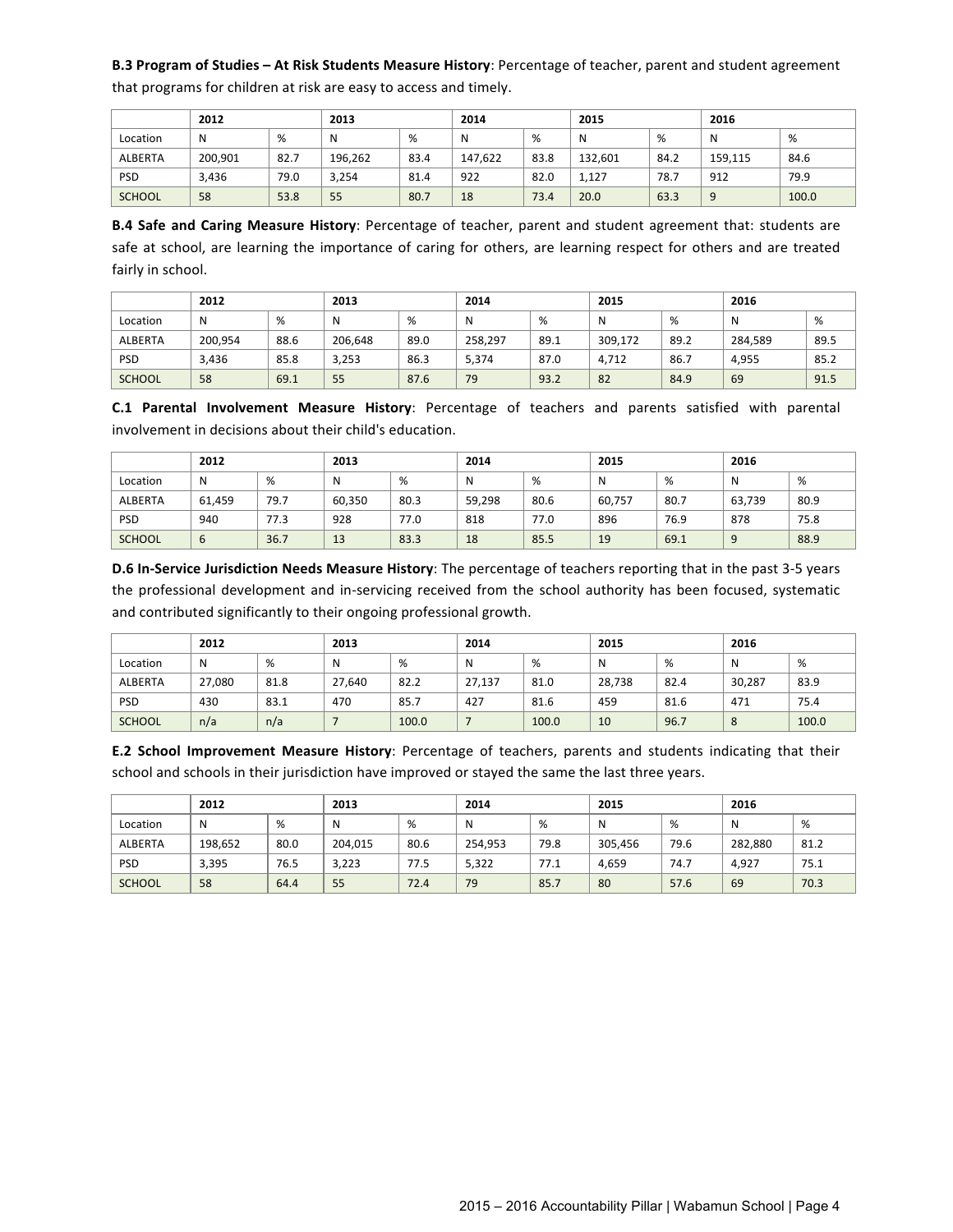**B.3 Program of Studies – At Risk Students Measure History**: Percentage of teacher, parent and student agreement that programs for children at risk are easy to access and timely.

| | 2012 | | 2013 | | 2014 | | 2015 | | 2016 | |
|---|---|---|---|---|---|---|---|---|---|---|
| Location | N | % | N | % | N | % | N | % | N | % |
| ALBERTA | 200,901 | 82.7 | 196,262 | 83.4 | 147,622 | 83.8 | 132,601 | 84.2 | 159,115 | 84.6 |
| PSD | 3,436 | 79.0 | 3,254 | 81.4 | 922 | 82.0 | 1,127 | 78.7 | 912 | 79.9 |
| SCHOOL | 58 | 53.8 | 55 | 80.7 | 18 | 73.4 | 20.0 | 63.3 | 9 | 100.0 |

**B.4 Safe and Caring Measure History**: Percentage of teacher, parent and student agreement that: students are safe at school, are learning the importance of caring for others, are learning respect for others and are treated fairly in school.

| | 2012 | | 2013 | | 2014 | | 2015 | | 2016 | |
|---|---|---|---|---|---|---|---|---|---|---|
| Location | N | % | N | % | N | % | N | % | N | % |
| ALBERTA | 200,954 | 88.6 | 206,648 | 89.0 | 258,297 | 89.1 | 309,172 | 89.2 | 284,589 | 89.5 |
| PSD | 3,436 | 85.8 | 3,253 | 86.3 | 5,374 | 87.0 | 4,712 | 86.7 | 4,955 | 85.2 |
| SCHOOL | 58 | 69.1 | 55 | 87.6 | 79 | 93.2 | 82 | 84.9 | 69 | 91.5 |

**C.1 Parental Involvement Measure History**: Percentage of teachers and parents satisfied with parental involvement in decisions about their child's education.

| | 2012 | | 2013 | | 2014 | | 2015 | | 2016 | |
|---|---|---|---|---|---|---|---|---|---|---|
| Location | N | % | N | % | N | % | N | % | N | % |
| ALBERTA | 61,459 | 79.7 | 60,350 | 80.3 | 59,298 | 80.6 | 60,757 | 80.7 | 63,739 | 80.9 |
| PSD | 940 | 77.3 | 928 | 77.0 | 818 | 77.0 | 896 | 76.9 | 878 | 75.8 |
| SCHOOL | 6 | 36.7 | 13 | 83.3 | 18 | 85.5 | 19 | 69.1 | 9 | 88.9 |

**D.6 In-Service Jurisdiction Needs Measure History**: The percentage of teachers reporting that in the past 3-5 years the professional development and in-servicing received from the school authority has been focused, systematic and contributed significantly to their ongoing professional growth.

| | 2012 | | 2013 | | 2014 | | 2015 | | 2016 | |
|---|---|---|---|---|---|---|---|---|---|---|
| Location | N | % | N | % | N | % | N | % | N | % |
| ALBERTA | 27,080 | 81.8 | 27,640 | 82.2 | 27,137 | 81.0 | 28,738 | 82.4 | 30,287 | 83.9 |
| PSD | 430 | 83.1 | 470 | 85.7 | 427 | 81.6 | 459 | 81.6 | 471 | 75.4 |
| SCHOOL | n/a | n/a | 7 | 100.0 | 7 | 100.0 | 10 | 96.7 | 8 | 100.0 |

**E.2 School Improvement Measure History**: Percentage of teachers, parents and students indicating that their school and schools in their jurisdiction have improved or stayed the same the last three years.

| | 2012 | | 2013 | | 2014 | | 2015 | | 2016 | |
|---|---|---|---|---|---|---|---|---|---|---|
| Location | N | % | N | % | N | % | N | % | N | % |
| ALBERTA | 198,652 | 80.0 | 204,015 | 80.6 | 254,953 | 79.8 | 305,456 | 79.6 | 282,880 | 81.2 |
| PSD | 3,395 | 76.5 | 3,223 | 77.5 | 5,322 | 77.1 | 4,659 | 74.7 | 4,927 | 75.1 |
| SCHOOL | 58 | 64.4 | 55 | 72.4 | 79 | 85.7 | 80 | 57.6 | 69 | 70.3 |